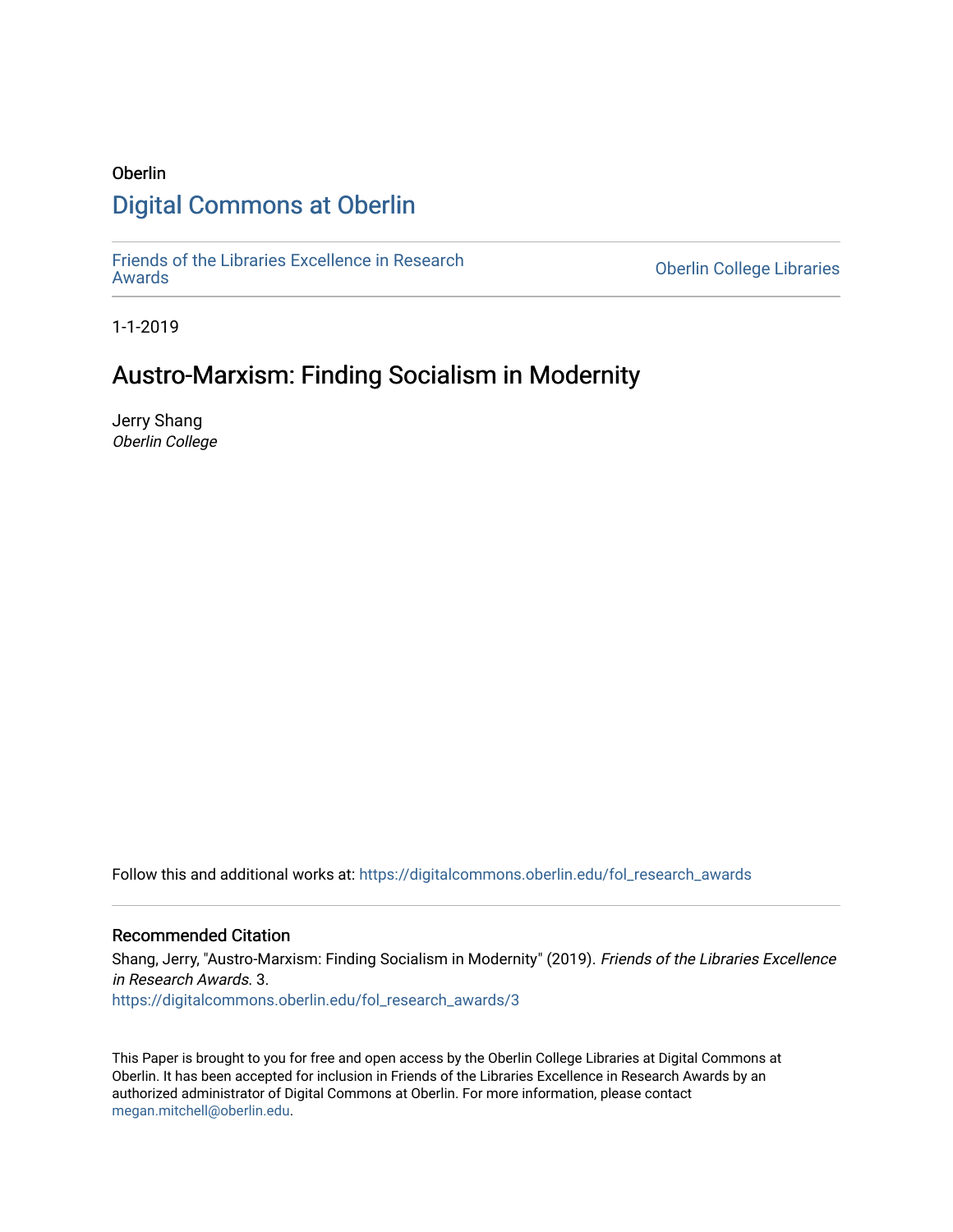Oberlin

# Digital Commons at Oberlin

Friends of the Libraries Excellence in Research Awards | Oberlin College Libraries

1-1-2019

# Austro-Marxism: Finding Socialism in Modernity

Jerry Shang
*Oberlin College*

Follow this and additional works at: https://digitalcommons.oberlin.edu/fol_research_awards

## Recommended Citation

Shang, Jerry, "Austro-Marxism: Finding Socialism in Modernity" (2019). *Friends of the Libraries Excellence in Research Awards*. 3.
https://digitalcommons.oberlin.edu/fol_research_awards/3

This Paper is brought to you for free and open access by the Oberlin College Libraries at Digital Commons at Oberlin. It has been accepted for inclusion in Friends of the Libraries Excellence in Research Awards by an authorized administrator of Digital Commons at Oberlin. For more information, please contact megan.mitchell@oberlin.edu.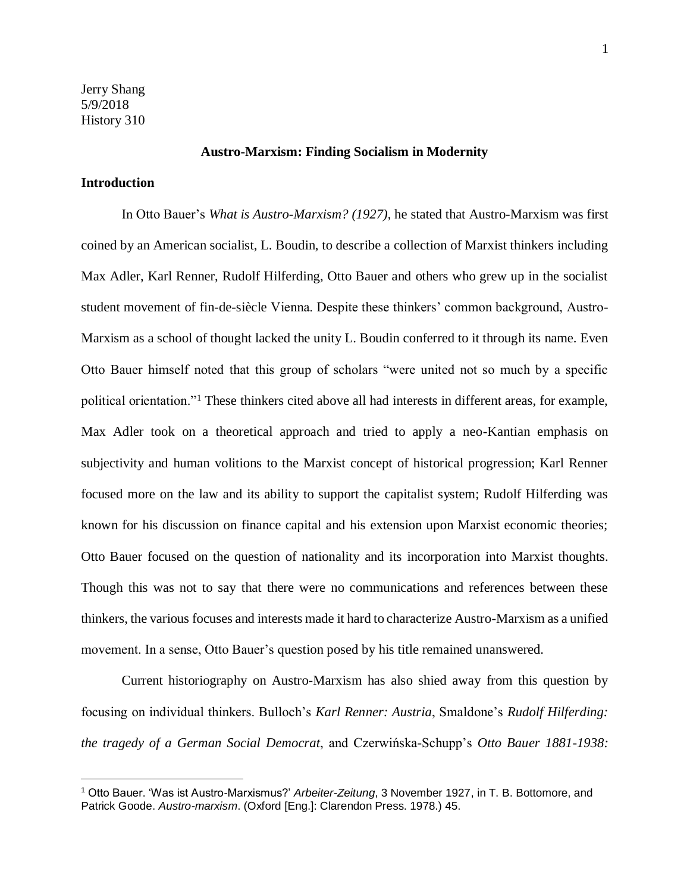Jerry Shang
5/9/2018
History 310

## Austro-Marxism: Finding Socialism in Modernity

### Introduction

In Otto Bauer's *What is Austro-Marxism? (1927)*, he stated that Austro-Marxism was first coined by an American socialist, L. Boudin, to describe a collection of Marxist thinkers including Max Adler, Karl Renner, Rudolf Hilferding, Otto Bauer and others who grew up in the socialist student movement of fin-de-siècle Vienna. Despite these thinkers' common background, Austro-Marxism as a school of thought lacked the unity L. Boudin conferred to it through its name. Even Otto Bauer himself noted that this group of scholars "were united not so much by a specific political orientation."[1] These thinkers cited above all had interests in different areas, for example, Max Adler took on a theoretical approach and tried to apply a neo-Kantian emphasis on subjectivity and human volitions to the Marxist concept of historical progression; Karl Renner focused more on the law and its ability to support the capitalist system; Rudolf Hilferding was known for his discussion on finance capital and his extension upon Marxist economic theories; Otto Bauer focused on the question of nationality and its incorporation into Marxist thoughts. Though this was not to say that there were no communications and references between these thinkers, the various focuses and interests made it hard to characterize Austro-Marxism as a unified movement. In a sense, Otto Bauer's question posed by his title remained unanswered.

Current historiography on Austro-Marxism has also shied away from this question by focusing on individual thinkers. Bulloch's *Karl Renner: Austria*, Smaldone's *Rudolf Hilferding: the tragedy of a German Social Democrat*, and Czerwińska-Schupp's *Otto Bauer 1881-1938:*

---

[1] Otto Bauer. 'Was ist Austro-Marxismus?' *Arbeiter-Zeitung*, 3 November 1927, in T. B. Bottomore, and Patrick Goode. *Austro-marxism*. (Oxford [Eng.]: Clarendon Press. 1978.) 45.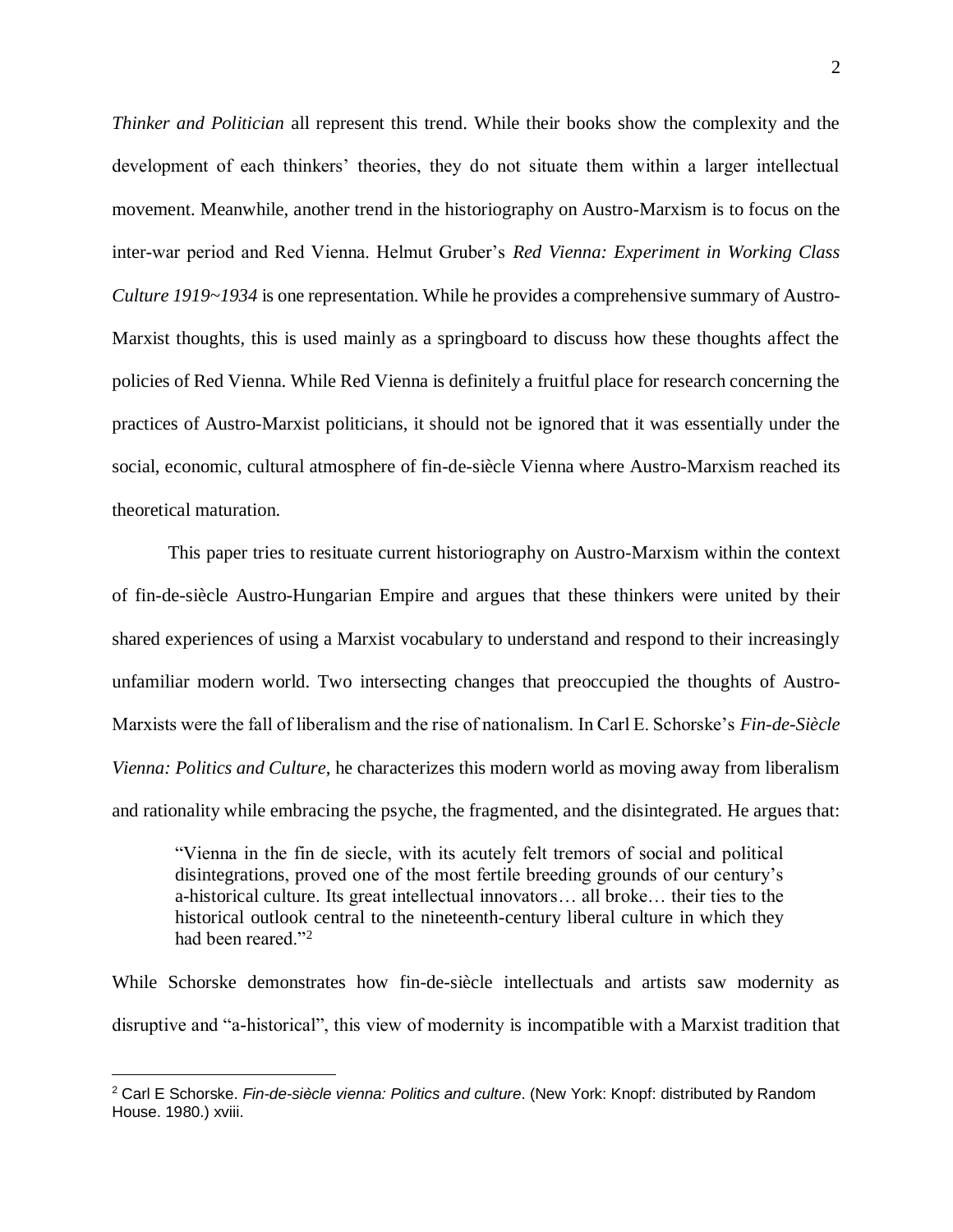*Thinker and Politician* all represent this trend. While their books show the complexity and the development of each thinkers' theories, they do not situate them within a larger intellectual movement. Meanwhile, another trend in the historiography on Austro-Marxism is to focus on the inter-war period and Red Vienna. Helmut Gruber's *Red Vienna: Experiment in Working Class Culture 1919~1934* is one representation. While he provides a comprehensive summary of Austro-Marxist thoughts, this is used mainly as a springboard to discuss how these thoughts affect the policies of Red Vienna. While Red Vienna is definitely a fruitful place for research concerning the practices of Austro-Marxist politicians, it should not be ignored that it was essentially under the social, economic, cultural atmosphere of fin-de-siècle Vienna where Austro-Marxism reached its theoretical maturation.

This paper tries to resituate current historiography on Austro-Marxism within the context of fin-de-siècle Austro-Hungarian Empire and argues that these thinkers were united by their shared experiences of using a Marxist vocabulary to understand and respond to their increasingly unfamiliar modern world. Two intersecting changes that preoccupied the thoughts of Austro-Marxists were the fall of liberalism and the rise of nationalism. In Carl E. Schorske's *Fin-de-Siècle Vienna: Politics and Culture*, he characterizes this modern world as moving away from liberalism and rationality while embracing the psyche, the fragmented, and the disintegrated. He argues that:

> "Vienna in the fin de siecle, with its acutely felt tremors of social and political disintegrations, proved one of the most fertile breeding grounds of our century's a-historical culture. Its great intellectual innovators… all broke… their ties to the historical outlook central to the nineteenth-century liberal culture in which they had been reared."[2]

While Schorske demonstrates how fin-de-siècle intellectuals and artists saw modernity as disruptive and "a-historical", this view of modernity is incompatible with a Marxist tradition that

[2] Carl E Schorske. *Fin-de-siècle vienna: Politics and culture*. (New York: Knopf: distributed by Random House. 1980.) xviii.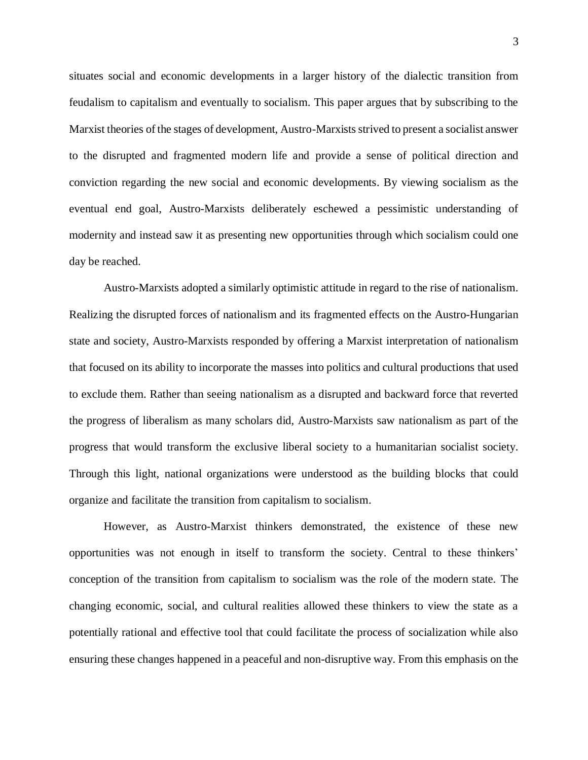situates social and economic developments in a larger history of the dialectic transition from feudalism to capitalism and eventually to socialism. This paper argues that by subscribing to the Marxist theories of the stages of development, Austro-Marxists strived to present a socialist answer to the disrupted and fragmented modern life and provide a sense of political direction and conviction regarding the new social and economic developments. By viewing socialism as the eventual end goal, Austro-Marxists deliberately eschewed a pessimistic understanding of modernity and instead saw it as presenting new opportunities through which socialism could one day be reached.

Austro-Marxists adopted a similarly optimistic attitude in regard to the rise of nationalism. Realizing the disrupted forces of nationalism and its fragmented effects on the Austro-Hungarian state and society, Austro-Marxists responded by offering a Marxist interpretation of nationalism that focused on its ability to incorporate the masses into politics and cultural productions that used to exclude them. Rather than seeing nationalism as a disrupted and backward force that reverted the progress of liberalism as many scholars did, Austro-Marxists saw nationalism as part of the progress that would transform the exclusive liberal society to a humanitarian socialist society. Through this light, national organizations were understood as the building blocks that could organize and facilitate the transition from capitalism to socialism.

However, as Austro-Marxist thinkers demonstrated, the existence of these new opportunities was not enough in itself to transform the society. Central to these thinkers' conception of the transition from capitalism to socialism was the role of the modern state. The changing economic, social, and cultural realities allowed these thinkers to view the state as a potentially rational and effective tool that could facilitate the process of socialization while also ensuring these changes happened in a peaceful and non-disruptive way. From this emphasis on the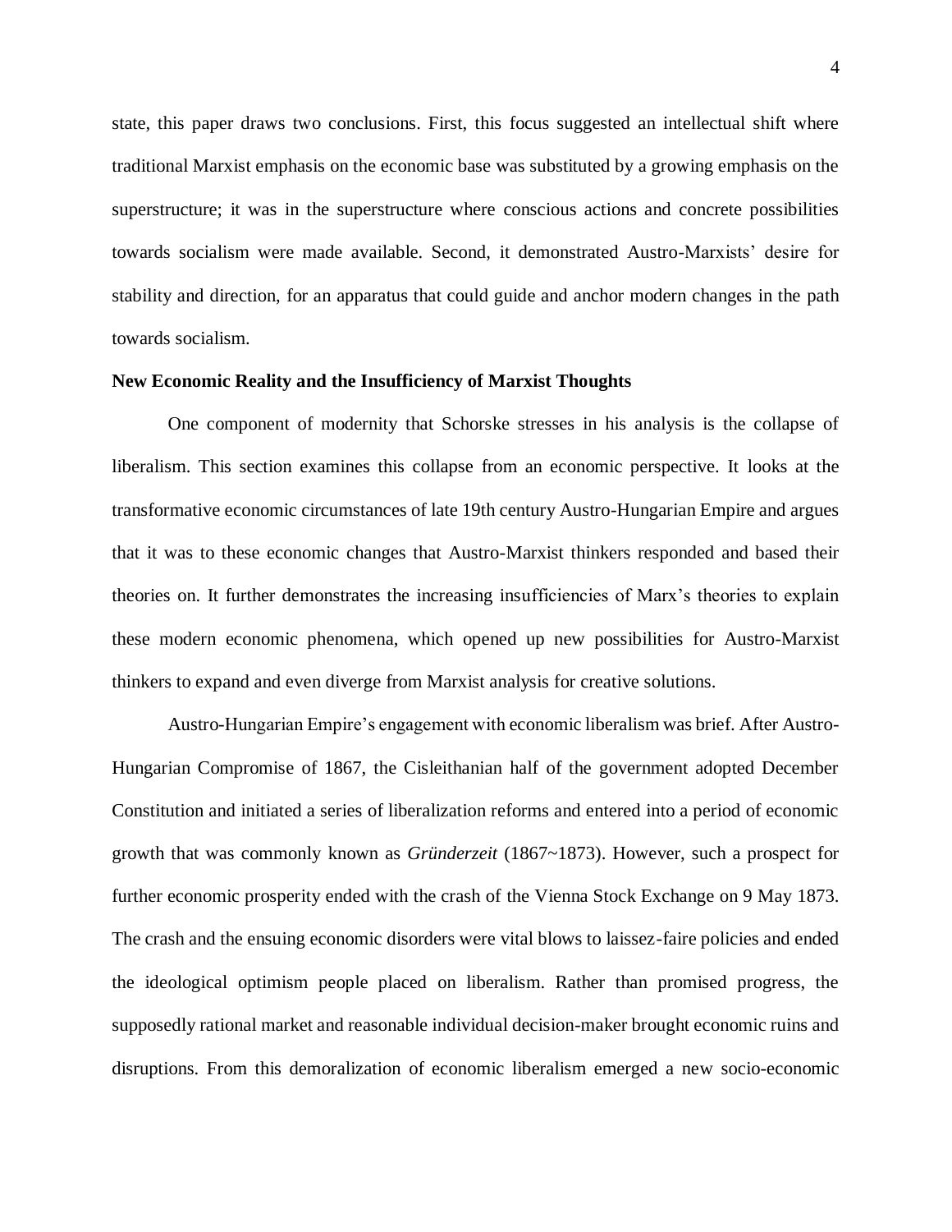state, this paper draws two conclusions. First, this focus suggested an intellectual shift where traditional Marxist emphasis on the economic base was substituted by a growing emphasis on the superstructure; it was in the superstructure where conscious actions and concrete possibilities towards socialism were made available. Second, it demonstrated Austro-Marxists' desire for stability and direction, for an apparatus that could guide and anchor modern changes in the path towards socialism.

**New Economic Reality and the Insufficiency of Marxist Thoughts**

One component of modernity that Schorske stresses in his analysis is the collapse of liberalism. This section examines this collapse from an economic perspective. It looks at the transformative economic circumstances of late 19th century Austro-Hungarian Empire and argues that it was to these economic changes that Austro-Marxist thinkers responded and based their theories on. It further demonstrates the increasing insufficiencies of Marx's theories to explain these modern economic phenomena, which opened up new possibilities for Austro-Marxist thinkers to expand and even diverge from Marxist analysis for creative solutions.

Austro-Hungarian Empire's engagement with economic liberalism was brief. After Austro-Hungarian Compromise of 1867, the Cisleithanian half of the government adopted December Constitution and initiated a series of liberalization reforms and entered into a period of economic growth that was commonly known as *Gründerzeit* (1867~1873). However, such a prospect for further economic prosperity ended with the crash of the Vienna Stock Exchange on 9 May 1873. The crash and the ensuing economic disorders were vital blows to laissez-faire policies and ended the ideological optimism people placed on liberalism. Rather than promised progress, the supposedly rational market and reasonable individual decision-maker brought economic ruins and disruptions. From this demoralization of economic liberalism emerged a new socio-economic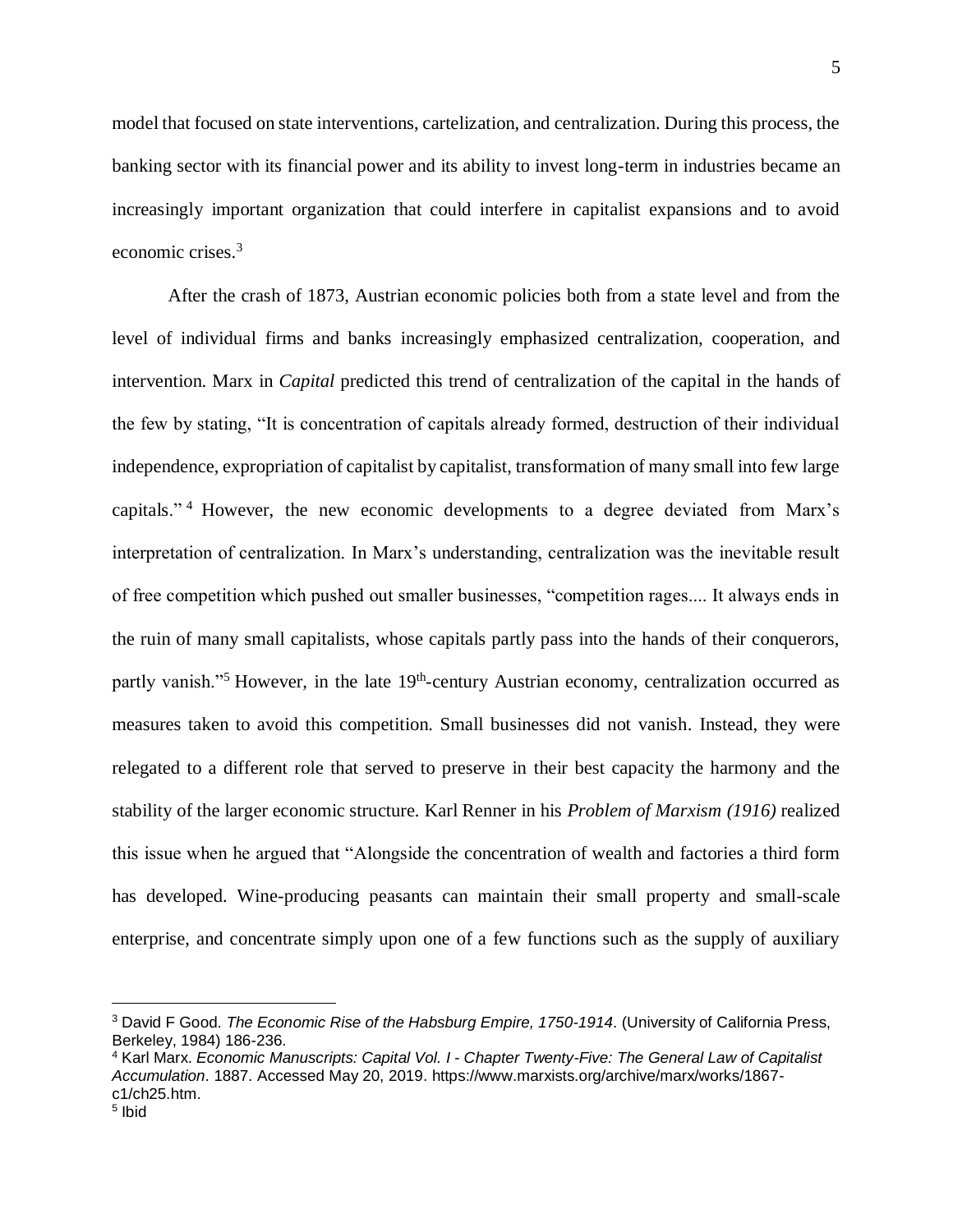model that focused on state interventions, cartelization, and centralization. During this process, the banking sector with its financial power and its ability to invest long-term in industries became an increasingly important organization that could interfere in capitalist expansions and to avoid economic crises.[3]

After the crash of 1873, Austrian economic policies both from a state level and from the level of individual firms and banks increasingly emphasized centralization, cooperation, and intervention. Marx in *Capital* predicted this trend of centralization of the capital in the hands of the few by stating, "It is concentration of capitals already formed, destruction of their individual independence, expropriation of capitalist by capitalist, transformation of many small into few large capitals."[4] However, the new economic developments to a degree deviated from Marx's interpretation of centralization. In Marx's understanding, centralization was the inevitable result of free competition which pushed out smaller businesses, "competition rages.... It always ends in the ruin of many small capitalists, whose capitals partly pass into the hands of their conquerors, partly vanish."[5] However, in the late 19th-century Austrian economy, centralization occurred as measures taken to avoid this competition. Small businesses did not vanish. Instead, they were relegated to a different role that served to preserve in their best capacity the harmony and the stability of the larger economic structure. Karl Renner in his *Problem of Marxism (1916)* realized this issue when he argued that "Alongside the concentration of wealth and factories a third form has developed. Wine-producing peasants can maintain their small property and small-scale enterprise, and concentrate simply upon one of a few functions such as the supply of auxiliary

---

[3] David F Good. *The Economic Rise of the Habsburg Empire, 1750-1914*. (University of California Press, Berkeley, 1984) 186-236.

[4] Karl Marx. *Economic Manuscripts: Capital Vol. I - Chapter Twenty-Five: The General Law of Capitalist Accumulation*. 1887. Accessed May 20, 2019. https://www.marxists.org/archive/marx/works/1867-c1/ch25.htm.

[5] Ibid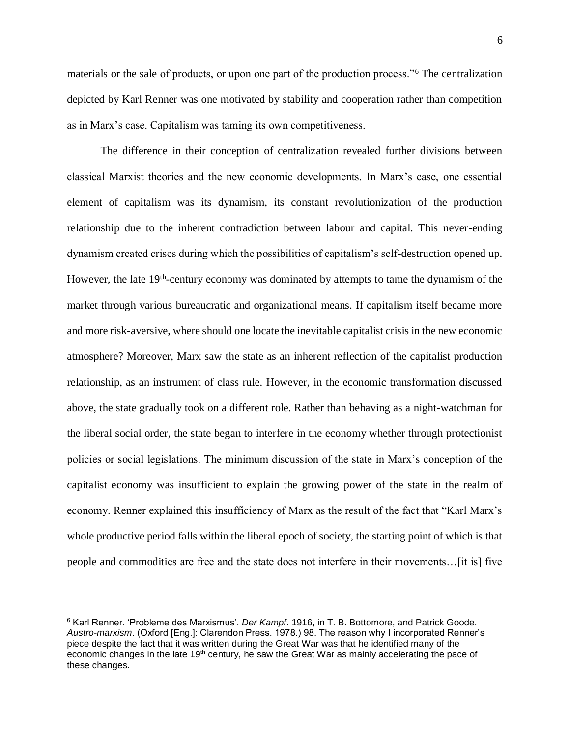materials or the sale of products, or upon one part of the production process."[6] The centralization depicted by Karl Renner was one motivated by stability and cooperation rather than competition as in Marx's case. Capitalism was taming its own competitiveness.

The difference in their conception of centralization revealed further divisions between classical Marxist theories and the new economic developments. In Marx's case, one essential element of capitalism was its dynamism, its constant revolutionization of the production relationship due to the inherent contradiction between labour and capital. This never-ending dynamism created crises during which the possibilities of capitalism's self-destruction opened up. However, the late 19th-century economy was dominated by attempts to tame the dynamism of the market through various bureaucratic and organizational means. If capitalism itself became more and more risk-aversive, where should one locate the inevitable capitalist crisis in the new economic atmosphere? Moreover, Marx saw the state as an inherent reflection of the capitalist production relationship, as an instrument of class rule. However, in the economic transformation discussed above, the state gradually took on a different role. Rather than behaving as a night-watchman for the liberal social order, the state began to interfere in the economy whether through protectionist policies or social legislations. The minimum discussion of the state in Marx's conception of the capitalist economy was insufficient to explain the growing power of the state in the realm of economy. Renner explained this insufficiency of Marx as the result of the fact that "Karl Marx's whole productive period falls within the liberal epoch of society, the starting point of which is that people and commodities are free and the state does not interfere in their movements…[it is] five

---

[6] Karl Renner. 'Probleme des Marxismus'. *Der Kampf*. 1916, in T. B. Bottomore, and Patrick Goode. *Austro-marxism*. (Oxford [Eng.]: Clarendon Press. 1978.) 98. The reason why I incorporated Renner's piece despite the fact that it was written during the Great War was that he identified many of the economic changes in the late 19th century, he saw the Great War as mainly accelerating the pace of these changes.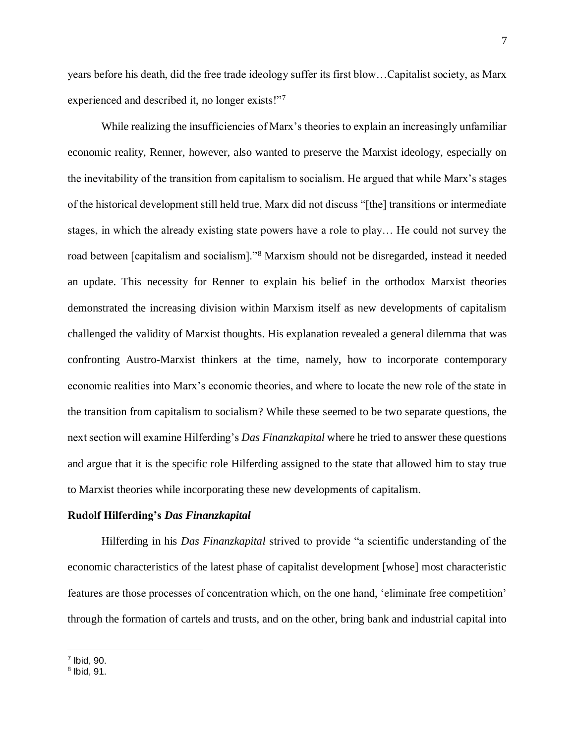years before his death, did the free trade ideology suffer its first blow…Capitalist society, as Marx experienced and described it, no longer exists!"[7]

While realizing the insufficiencies of Marx's theories to explain an increasingly unfamiliar economic reality, Renner, however, also wanted to preserve the Marxist ideology, especially on the inevitability of the transition from capitalism to socialism. He argued that while Marx's stages of the historical development still held true, Marx did not discuss "[the] transitions or intermediate stages, in which the already existing state powers have a role to play… He could not survey the road between [capitalism and socialism]."[8] Marxism should not be disregarded, instead it needed an update. This necessity for Renner to explain his belief in the orthodox Marxist theories demonstrated the increasing division within Marxism itself as new developments of capitalism challenged the validity of Marxist thoughts. His explanation revealed a general dilemma that was confronting Austro-Marxist thinkers at the time, namely, how to incorporate contemporary economic realities into Marx's economic theories, and where to locate the new role of the state in the transition from capitalism to socialism? While these seemed to be two separate questions, the next section will examine Hilferding's *Das Finanzkapital* where he tried to answer these questions and argue that it is the specific role Hilferding assigned to the state that allowed him to stay true to Marxist theories while incorporating these new developments of capitalism.

**Rudolf Hilferding's *Das Finanzkapital***

Hilferding in his *Das Finanzkapital* strived to provide "a scientific understanding of the economic characteristics of the latest phase of capitalist development [whose] most characteristic features are those processes of concentration which, on the one hand, 'eliminate free competition' through the formation of cartels and trusts, and on the other, bring bank and industrial capital into

[7] Ibid, 90.

[8] Ibid, 91.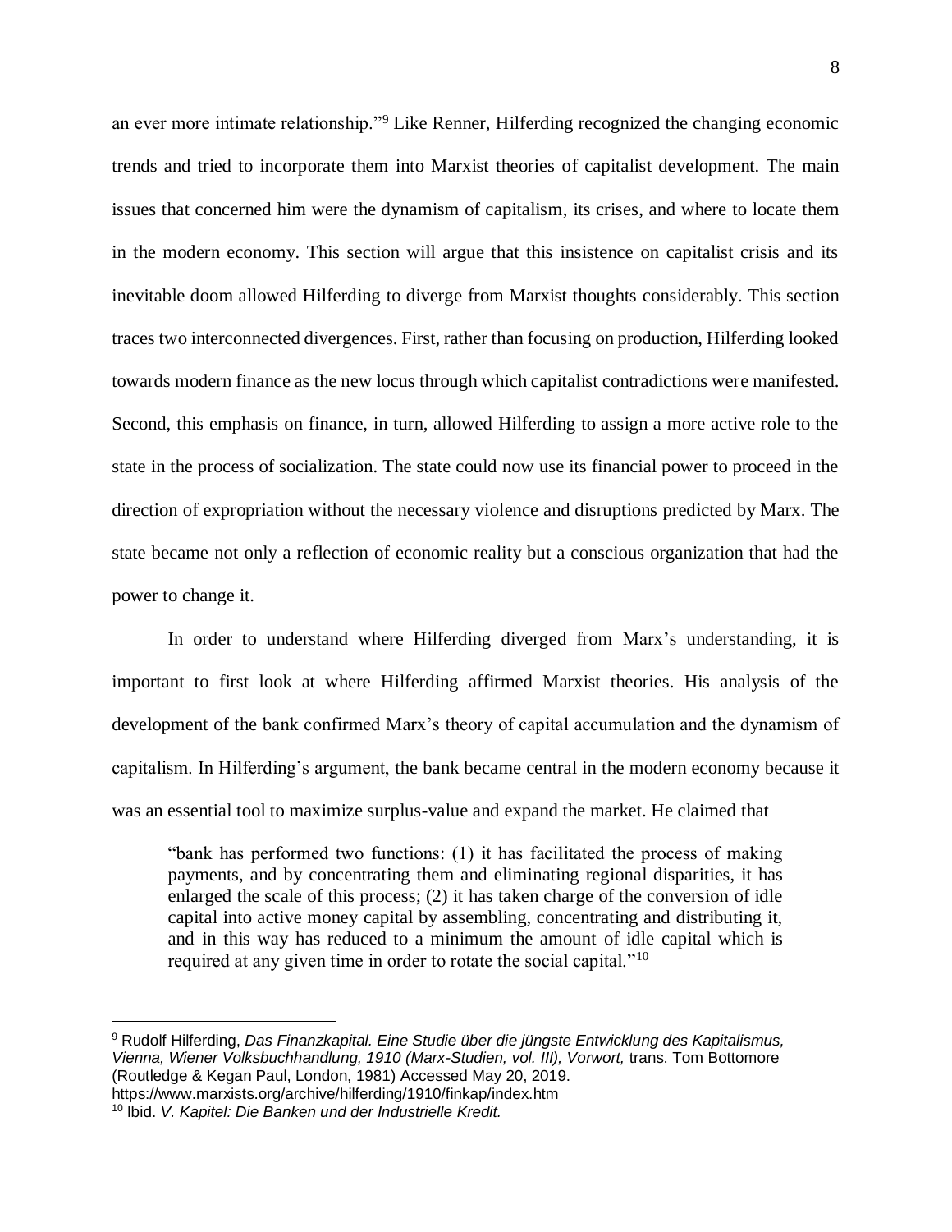an ever more intimate relationship."[9] Like Renner, Hilferding recognized the changing economic trends and tried to incorporate them into Marxist theories of capitalist development. The main issues that concerned him were the dynamism of capitalism, its crises, and where to locate them in the modern economy. This section will argue that this insistence on capitalist crisis and its inevitable doom allowed Hilferding to diverge from Marxist thoughts considerably. This section traces two interconnected divergences. First, rather than focusing on production, Hilferding looked towards modern finance as the new locus through which capitalist contradictions were manifested. Second, this emphasis on finance, in turn, allowed Hilferding to assign a more active role to the state in the process of socialization. The state could now use its financial power to proceed in the direction of expropriation without the necessary violence and disruptions predicted by Marx. The state became not only a reflection of economic reality but a conscious organization that had the power to change it.

In order to understand where Hilferding diverged from Marx's understanding, it is important to first look at where Hilferding affirmed Marxist theories. His analysis of the development of the bank confirmed Marx's theory of capital accumulation and the dynamism of capitalism. In Hilferding's argument, the bank became central in the modern economy because it was an essential tool to maximize surplus-value and expand the market. He claimed that

> "bank has performed two functions: (1) it has facilitated the process of making payments, and by concentrating them and eliminating regional disparities, it has enlarged the scale of this process; (2) it has taken charge of the conversion of idle capital into active money capital by assembling, concentrating and distributing it, and in this way has reduced to a minimum the amount of idle capital which is required at any given time in order to rotate the social capital."[10]

---

[9] Rudolf Hilferding, *Das Finanzkapital. Eine Studie über die jüngste Entwicklung des Kapitalismus, Vienna, Wiener Volksbuchhandlung, 1910 (Marx-Studien, vol. III), Vorwort,* trans. Tom Bottomore (Routledge & Kegan Paul, London, 1981) Accessed May 20, 2019. https://www.marxists.org/archive/hilferding/1910/finkap/index.htm

[10] Ibid. *V. Kapitel: Die Banken und der Industrielle Kredit.*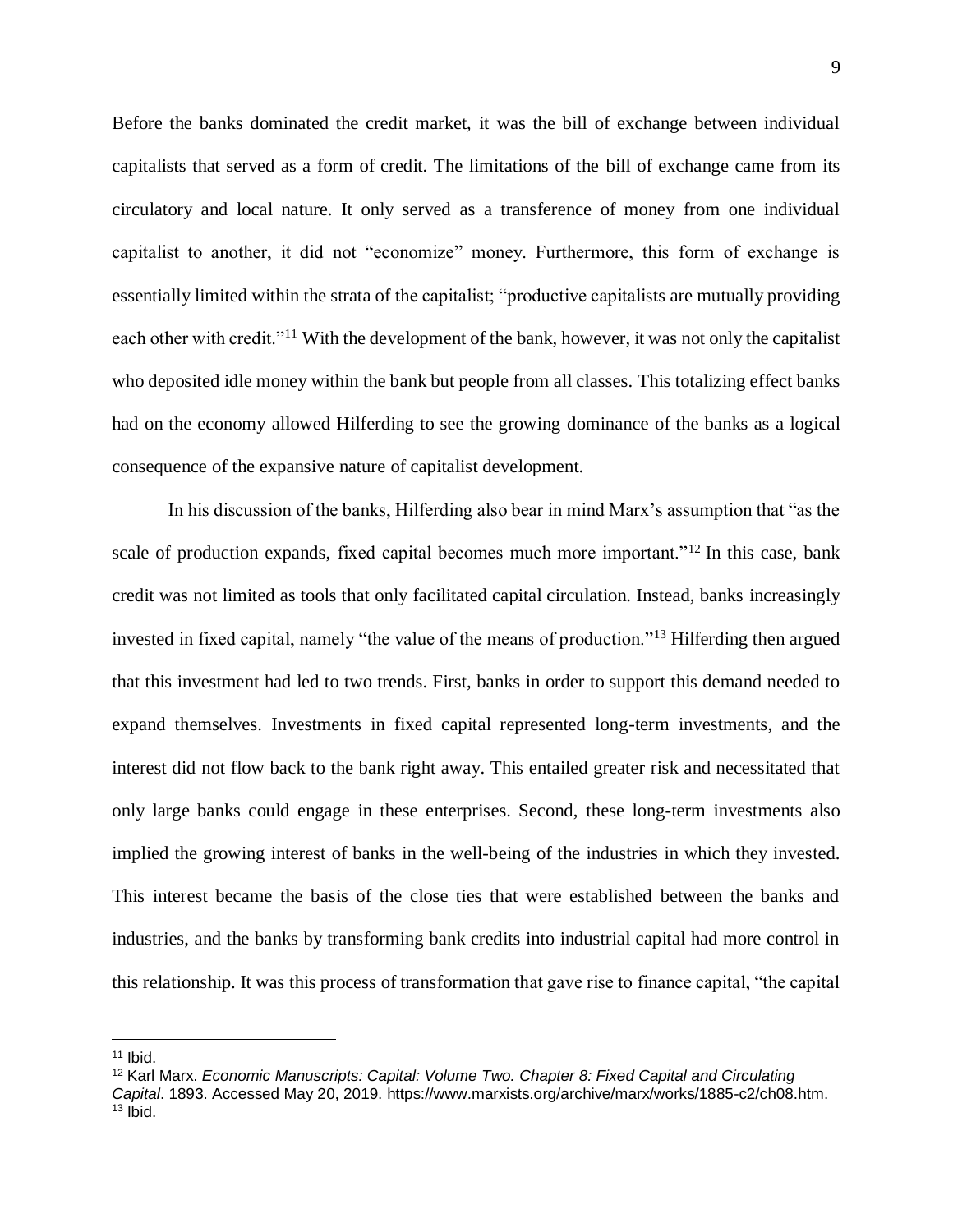Before the banks dominated the credit market, it was the bill of exchange between individual capitalists that served as a form of credit. The limitations of the bill of exchange came from its circulatory and local nature. It only served as a transference of money from one individual capitalist to another, it did not "economize" money. Furthermore, this form of exchange is essentially limited within the strata of the capitalist; "productive capitalists are mutually providing each other with credit."[11] With the development of the bank, however, it was not only the capitalist who deposited idle money within the bank but people from all classes. This totalizing effect banks had on the economy allowed Hilferding to see the growing dominance of the banks as a logical consequence of the expansive nature of capitalist development.

In his discussion of the banks, Hilferding also bear in mind Marx's assumption that "as the scale of production expands, fixed capital becomes much more important."[12] In this case, bank credit was not limited as tools that only facilitated capital circulation. Instead, banks increasingly invested in fixed capital, namely "the value of the means of production."[13] Hilferding then argued that this investment had led to two trends. First, banks in order to support this demand needed to expand themselves. Investments in fixed capital represented long-term investments, and the interest did not flow back to the bank right away. This entailed greater risk and necessitated that only large banks could engage in these enterprises. Second, these long-term investments also implied the growing interest of banks in the well-being of the industries in which they invested. This interest became the basis of the close ties that were established between the banks and industries, and the banks by transforming bank credits into industrial capital had more control in this relationship. It was this process of transformation that gave rise to finance capital, "the capital

---

[11] Ibid.

[12] Karl Marx. *Economic Manuscripts: Capital: Volume Two. Chapter 8: Fixed Capital and Circulating Capital*. 1893. Accessed May 20, 2019. https://www.marxists.org/archive/marx/works/1885-c2/ch08.htm.

[13] Ibid.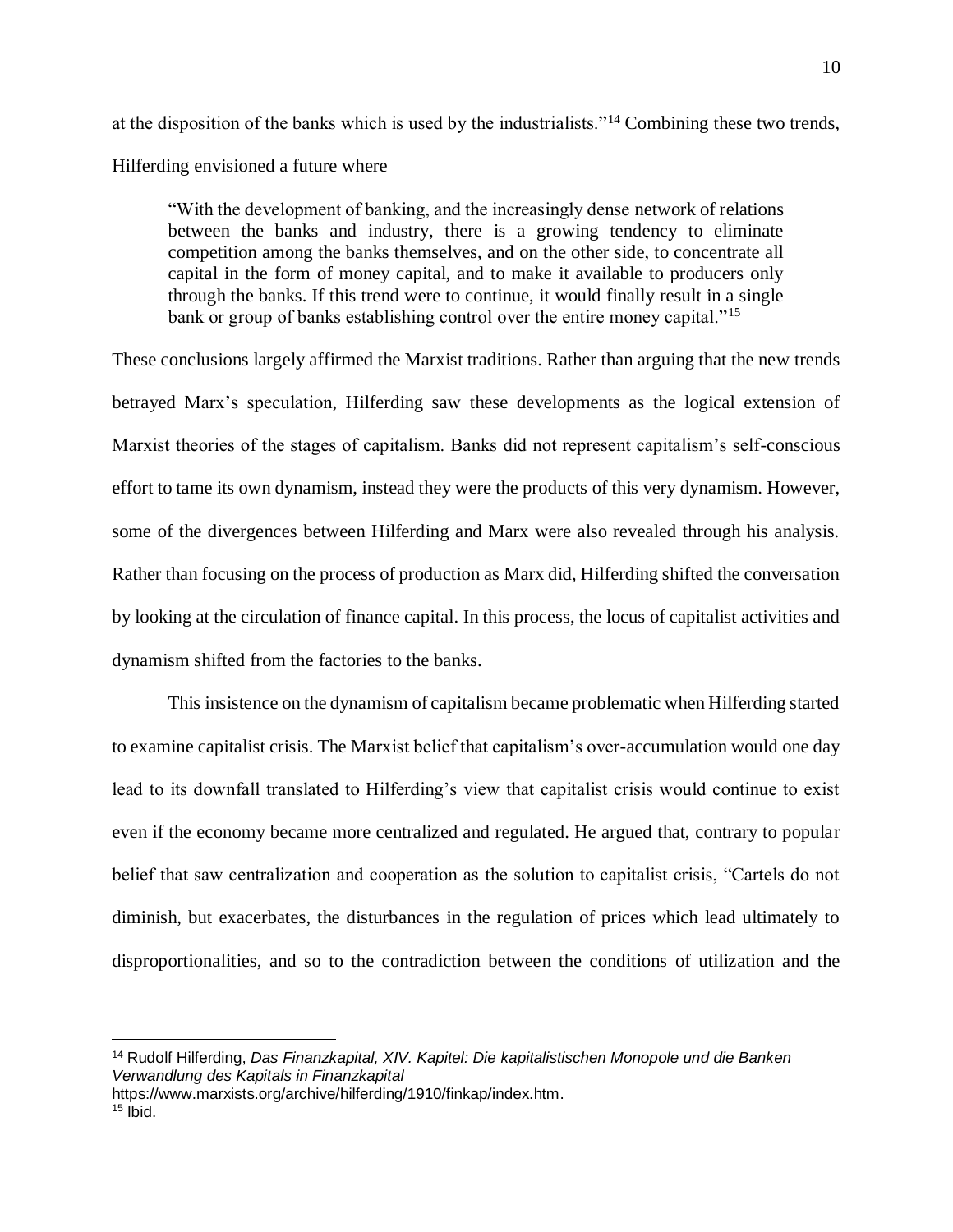at the disposition of the banks which is used by the industrialists."[14] Combining these two trends, Hilferding envisioned a future where

> "With the development of banking, and the increasingly dense network of relations between the banks and industry, there is a growing tendency to eliminate competition among the banks themselves, and on the other side, to concentrate all capital in the form of money capital, and to make it available to producers only through the banks. If this trend were to continue, it would finally result in a single bank or group of banks establishing control over the entire money capital."[15]

These conclusions largely affirmed the Marxist traditions. Rather than arguing that the new trends betrayed Marx's speculation, Hilferding saw these developments as the logical extension of Marxist theories of the stages of capitalism. Banks did not represent capitalism's self-conscious effort to tame its own dynamism, instead they were the products of this very dynamism. However, some of the divergences between Hilferding and Marx were also revealed through his analysis. Rather than focusing on the process of production as Marx did, Hilferding shifted the conversation by looking at the circulation of finance capital. In this process, the locus of capitalist activities and dynamism shifted from the factories to the banks.

This insistence on the dynamism of capitalism became problematic when Hilferding started to examine capitalist crisis. The Marxist belief that capitalism's over-accumulation would one day lead to its downfall translated to Hilferding's view that capitalist crisis would continue to exist even if the economy became more centralized and regulated. He argued that, contrary to popular belief that saw centralization and cooperation as the solution to capitalist crisis, "Cartels do not diminish, but exacerbates, the disturbances in the regulation of prices which lead ultimately to disproportionalities, and so to the contradiction between the conditions of utilization and the

---

[14] Rudolf Hilferding, *Das Finanzkapital, XIV. Kapitel: Die kapitalistischen Monopole und die Banken Verwandlung des Kapitals in Finanzkapital* https://www.marxists.org/archive/hilferding/1910/finkap/index.htm.

[15] Ibid.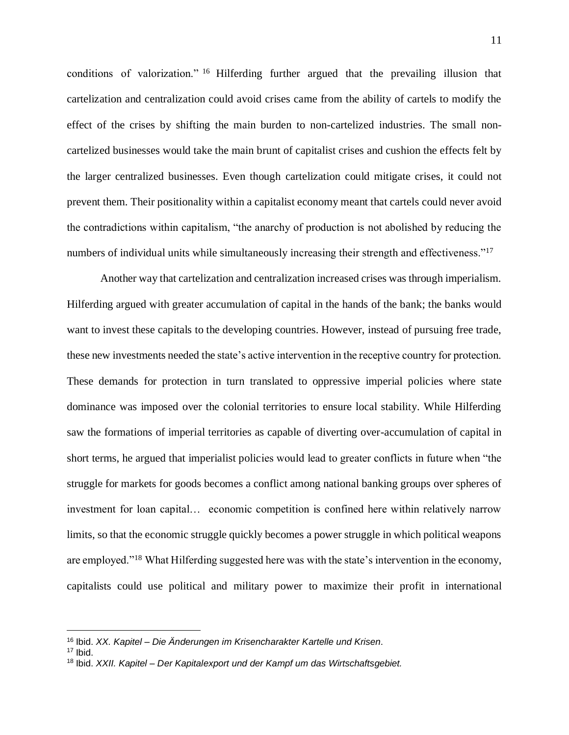conditions of valorization." [16] Hilferding further argued that the prevailing illusion that cartelization and centralization could avoid crises came from the ability of cartels to modify the effect of the crises by shifting the main burden to non-cartelized industries. The small non-cartelized businesses would take the main brunt of capitalist crises and cushion the effects felt by the larger centralized businesses. Even though cartelization could mitigate crises, it could not prevent them. Their positionality within a capitalist economy meant that cartels could never avoid the contradictions within capitalism, "the anarchy of production is not abolished by reducing the numbers of individual units while simultaneously increasing their strength and effectiveness."[17]

Another way that cartelization and centralization increased crises was through imperialism. Hilferding argued with greater accumulation of capital in the hands of the bank; the banks would want to invest these capitals to the developing countries. However, instead of pursuing free trade, these new investments needed the state's active intervention in the receptive country for protection. These demands for protection in turn translated to oppressive imperial policies where state dominance was imposed over the colonial territories to ensure local stability. While Hilferding saw the formations of imperial territories as capable of diverting over-accumulation of capital in short terms, he argued that imperialist policies would lead to greater conflicts in future when "the struggle for markets for goods becomes a conflict among national banking groups over spheres of investment for loan capital… economic competition is confined here within relatively narrow limits, so that the economic struggle quickly becomes a power struggle in which political weapons are employed."[18] What Hilferding suggested here was with the state's intervention in the economy, capitalists could use political and military power to maximize their profit in international

---

[16] Ibid. *XX. Kapitel – Die Änderungen im Krisencharakter Kartelle und Krisen*.

[17] Ibid.

[18] Ibid. *XXII. Kapitel – Der Kapitalexport und der Kampf um das Wirtschaftsgebiet.*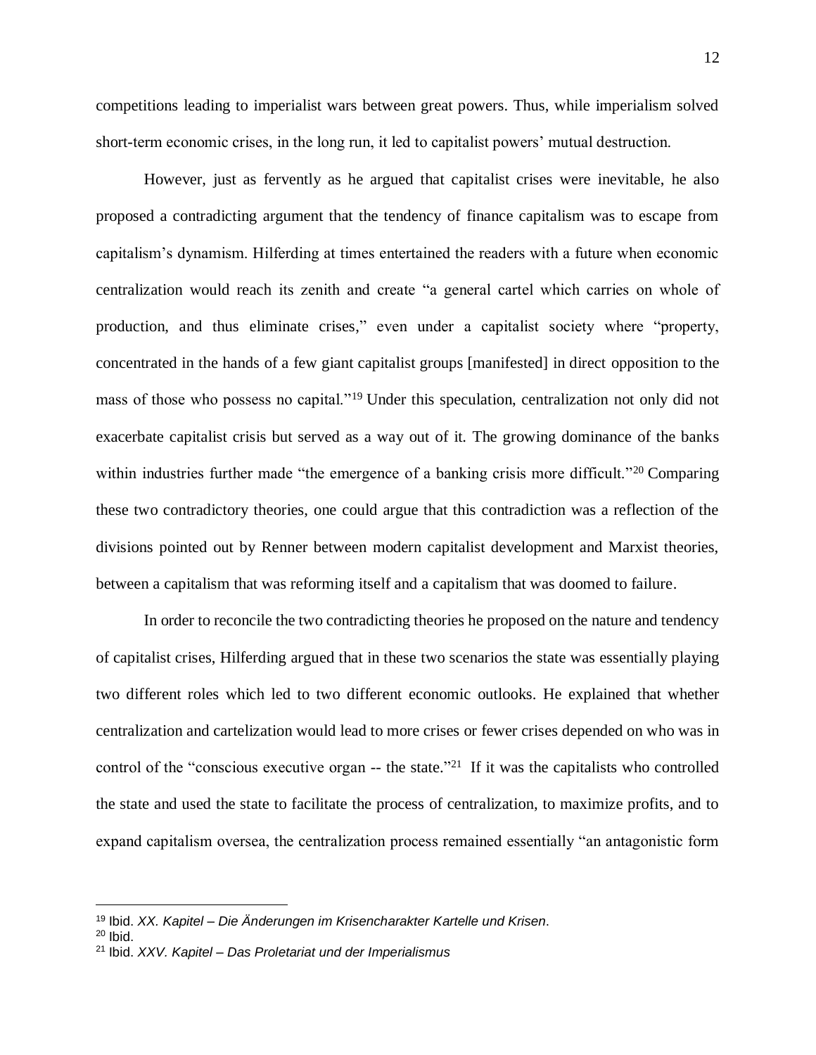competitions leading to imperialist wars between great powers. Thus, while imperialism solved short-term economic crises, in the long run, it led to capitalist powers' mutual destruction.

However, just as fervently as he argued that capitalist crises were inevitable, he also proposed a contradicting argument that the tendency of finance capitalism was to escape from capitalism's dynamism. Hilferding at times entertained the readers with a future when economic centralization would reach its zenith and create "a general cartel which carries on whole of production, and thus eliminate crises," even under a capitalist society where "property, concentrated in the hands of a few giant capitalist groups [manifested] in direct opposition to the mass of those who possess no capital."[19] Under this speculation, centralization not only did not exacerbate capitalist crisis but served as a way out of it. The growing dominance of the banks within industries further made "the emergence of a banking crisis more difficult."[20] Comparing these two contradictory theories, one could argue that this contradiction was a reflection of the divisions pointed out by Renner between modern capitalist development and Marxist theories, between a capitalism that was reforming itself and a capitalism that was doomed to failure.

In order to reconcile the two contradicting theories he proposed on the nature and tendency of capitalist crises, Hilferding argued that in these two scenarios the state was essentially playing two different roles which led to two different economic outlooks. He explained that whether centralization and cartelization would lead to more crises or fewer crises depended on who was in control of the "conscious executive organ -- the state."[21] If it was the capitalists who controlled the state and used the state to facilitate the process of centralization, to maximize profits, and to expand capitalism oversea, the centralization process remained essentially "an antagonistic form

---

[19] Ibid. *XX. Kapitel – Die Änderungen im Krisencharakter Kartelle und Krisen*.

[20] Ibid.

[21] Ibid. *XXV. Kapitel – Das Proletariat und der Imperialismus*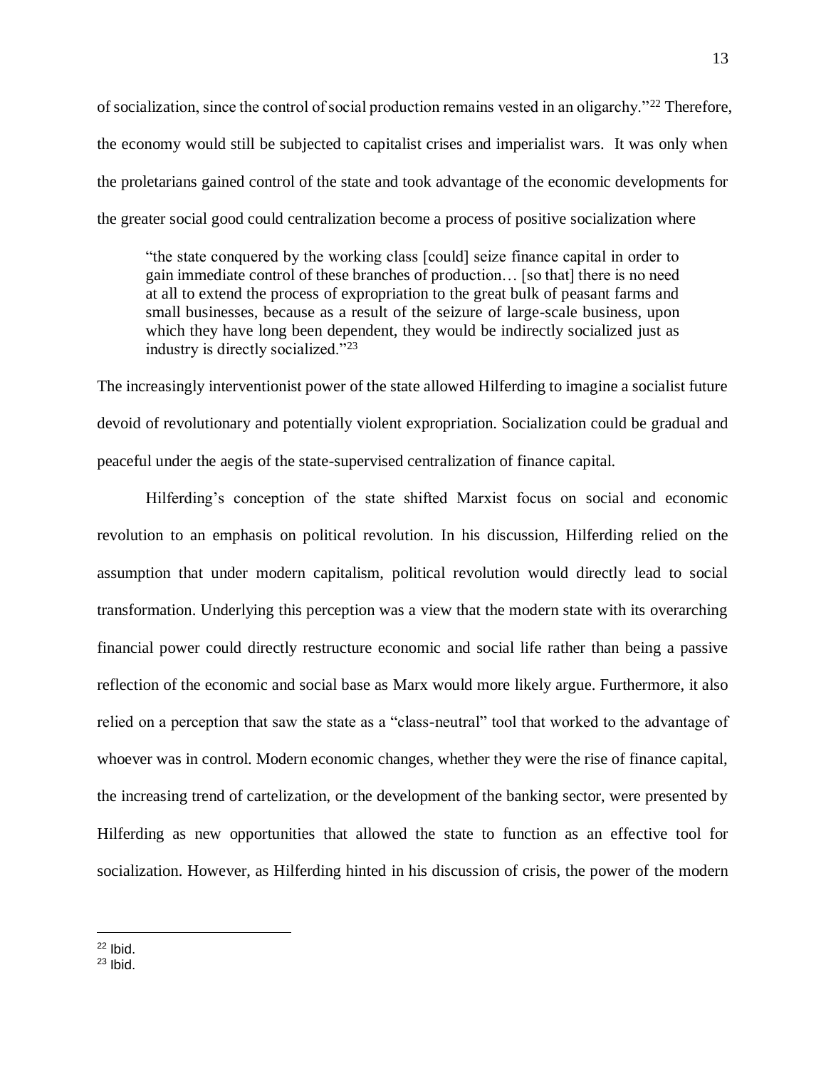of socialization, since the control of social production remains vested in an oligarchy."[22] Therefore, the economy would still be subjected to capitalist crises and imperialist wars. It was only when the proletarians gained control of the state and took advantage of the economic developments for the greater social good could centralization become a process of positive socialization where

> "the state conquered by the working class [could] seize finance capital in order to gain immediate control of these branches of production… [so that] there is no need at all to extend the process of expropriation to the great bulk of peasant farms and small businesses, because as a result of the seizure of large-scale business, upon which they have long been dependent, they would be indirectly socialized just as industry is directly socialized."[23]

The increasingly interventionist power of the state allowed Hilferding to imagine a socialist future devoid of revolutionary and potentially violent expropriation. Socialization could be gradual and peaceful under the aegis of the state-supervised centralization of finance capital.

Hilferding's conception of the state shifted Marxist focus on social and economic revolution to an emphasis on political revolution. In his discussion, Hilferding relied on the assumption that under modern capitalism, political revolution would directly lead to social transformation. Underlying this perception was a view that the modern state with its overarching financial power could directly restructure economic and social life rather than being a passive reflection of the economic and social base as Marx would more likely argue. Furthermore, it also relied on a perception that saw the state as a "class-neutral" tool that worked to the advantage of whoever was in control. Modern economic changes, whether they were the rise of finance capital, the increasing trend of cartelization, or the development of the banking sector, were presented by Hilferding as new opportunities that allowed the state to function as an effective tool for socialization. However, as Hilferding hinted in his discussion of crisis, the power of the modern

[22] Ibid.

[23] Ibid.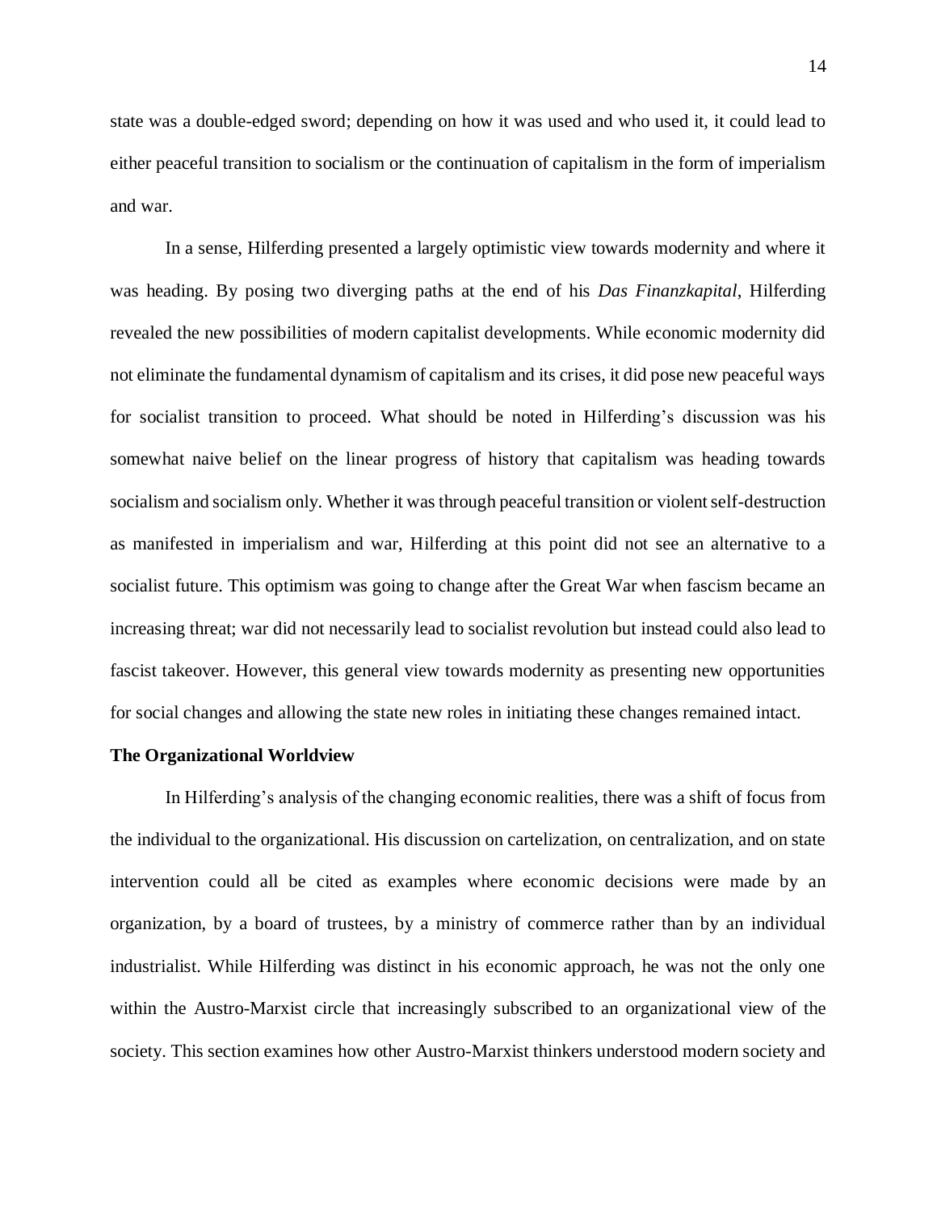state was a double-edged sword; depending on how it was used and who used it, it could lead to either peaceful transition to socialism or the continuation of capitalism in the form of imperialism and war.

In a sense, Hilferding presented a largely optimistic view towards modernity and where it was heading. By posing two diverging paths at the end of his *Das Finanzkapital*, Hilferding revealed the new possibilities of modern capitalist developments. While economic modernity did not eliminate the fundamental dynamism of capitalism and its crises, it did pose new peaceful ways for socialist transition to proceed. What should be noted in Hilferding's discussion was his somewhat naive belief on the linear progress of history that capitalism was heading towards socialism and socialism only. Whether it was through peaceful transition or violent self-destruction as manifested in imperialism and war, Hilferding at this point did not see an alternative to a socialist future. This optimism was going to change after the Great War when fascism became an increasing threat; war did not necessarily lead to socialist revolution but instead could also lead to fascist takeover. However, this general view towards modernity as presenting new opportunities for social changes and allowing the state new roles in initiating these changes remained intact.

**The Organizational Worldview**

In Hilferding's analysis of the changing economic realities, there was a shift of focus from the individual to the organizational. His discussion on cartelization, on centralization, and on state intervention could all be cited as examples where economic decisions were made by an organization, by a board of trustees, by a ministry of commerce rather than by an individual industrialist. While Hilferding was distinct in his economic approach, he was not the only one within the Austro-Marxist circle that increasingly subscribed to an organizational view of the society. This section examines how other Austro-Marxist thinkers understood modern society and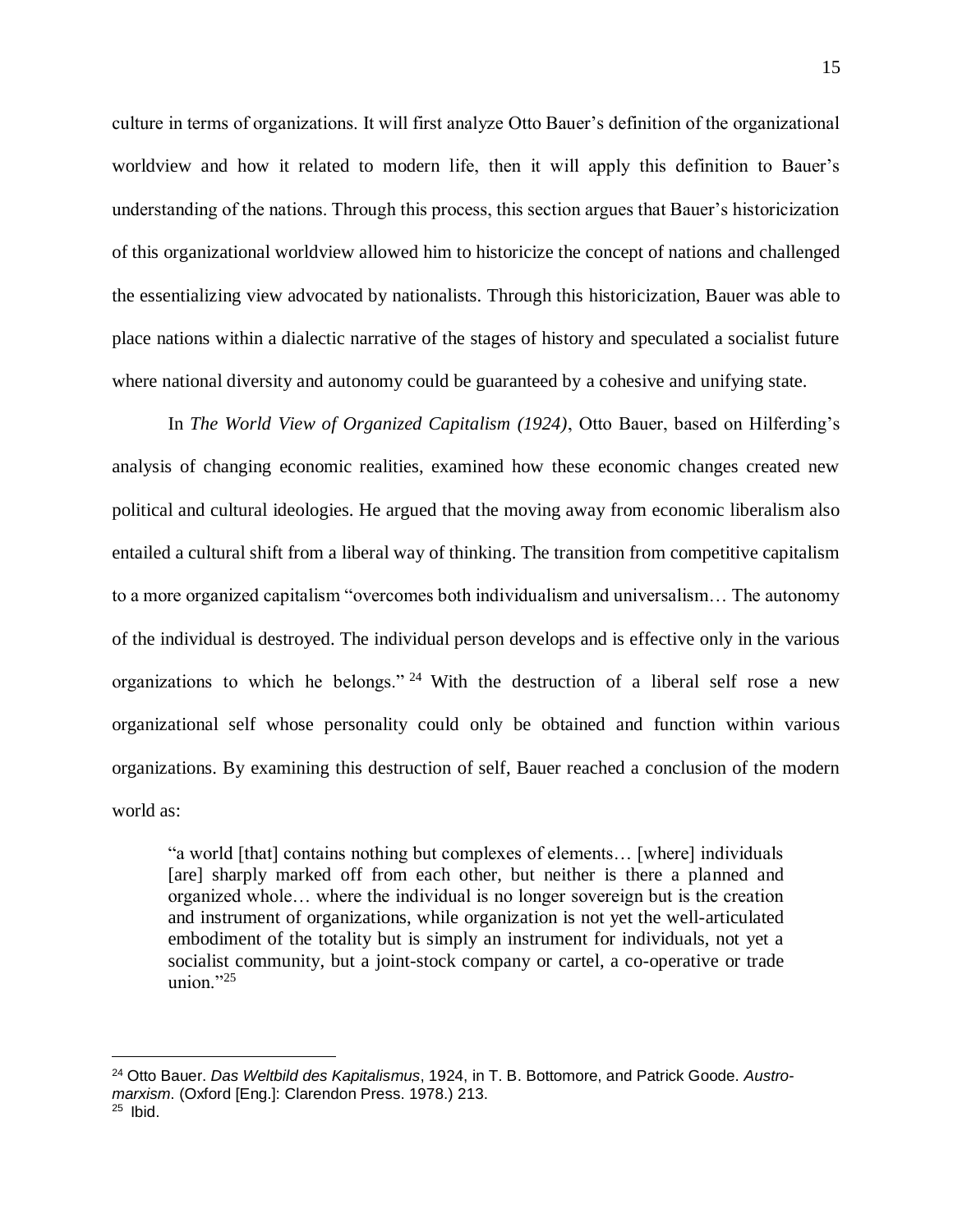culture in terms of organizations. It will first analyze Otto Bauer's definition of the organizational worldview and how it related to modern life, then it will apply this definition to Bauer's understanding of the nations. Through this process, this section argues that Bauer's historicization of this organizational worldview allowed him to historicize the concept of nations and challenged the essentializing view advocated by nationalists. Through this historicization, Bauer was able to place nations within a dialectic narrative of the stages of history and speculated a socialist future where national diversity and autonomy could be guaranteed by a cohesive and unifying state.

In *The World View of Organized Capitalism (1924)*, Otto Bauer, based on Hilferding's analysis of changing economic realities, examined how these economic changes created new political and cultural ideologies. He argued that the moving away from economic liberalism also entailed a cultural shift from a liberal way of thinking. The transition from competitive capitalism to a more organized capitalism "overcomes both individualism and universalism… The autonomy of the individual is destroyed. The individual person develops and is effective only in the various organizations to which he belongs." [24] With the destruction of a liberal self rose a new organizational self whose personality could only be obtained and function within various organizations. By examining this destruction of self, Bauer reached a conclusion of the modern world as:

> "a world [that] contains nothing but complexes of elements… [where] individuals [are] sharply marked off from each other, but neither is there a planned and organized whole… where the individual is no longer sovereign but is the creation and instrument of organizations, while organization is not yet the well-articulated embodiment of the totality but is simply an instrument for individuals, not yet a socialist community, but a joint-stock company or cartel, a co-operative or trade union."[25]

---

[24] Otto Bauer. *Das Weltbild des Kapitalismus*, 1924, in T. B. Bottomore, and Patrick Goode. *Austro-marxism*. (Oxford [Eng.]: Clarendon Press. 1978.) 213.

[25] Ibid.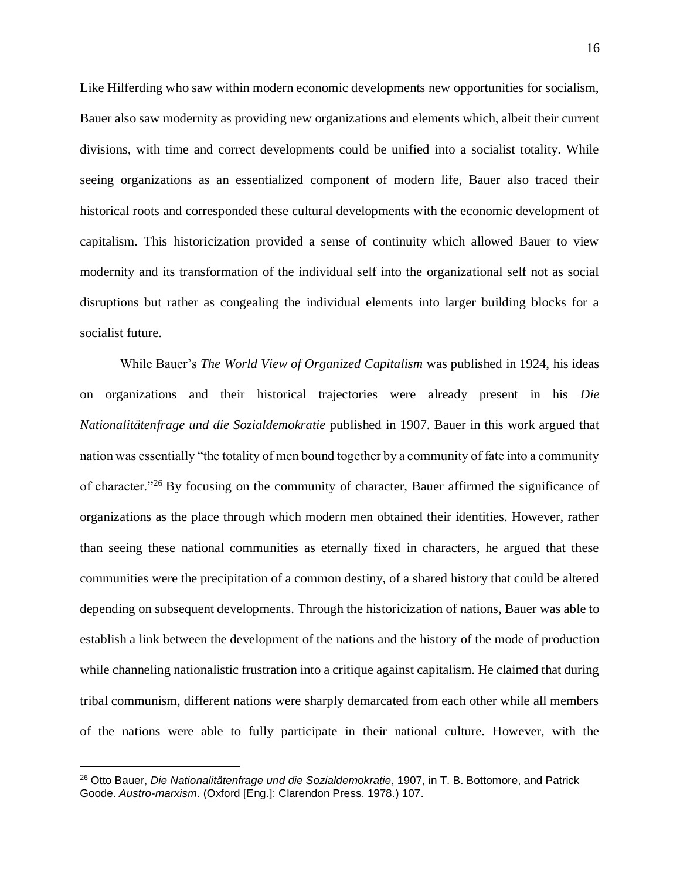Like Hilferding who saw within modern economic developments new opportunities for socialism, Bauer also saw modernity as providing new organizations and elements which, albeit their current divisions, with time and correct developments could be unified into a socialist totality. While seeing organizations as an essentialized component of modern life, Bauer also traced their historical roots and corresponded these cultural developments with the economic development of capitalism. This historicization provided a sense of continuity which allowed Bauer to view modernity and its transformation of the individual self into the organizational self not as social disruptions but rather as congealing the individual elements into larger building blocks for a socialist future.

While Bauer's *The World View of Organized Capitalism* was published in 1924, his ideas on organizations and their historical trajectories were already present in his *Die Nationalitätenfrage und die Sozialdemokratie* published in 1907. Bauer in this work argued that nation was essentially "the totality of men bound together by a community of fate into a community of character."[26] By focusing on the community of character, Bauer affirmed the significance of organizations as the place through which modern men obtained their identities. However, rather than seeing these national communities as eternally fixed in characters, he argued that these communities were the precipitation of a common destiny, of a shared history that could be altered depending on subsequent developments. Through the historicization of nations, Bauer was able to establish a link between the development of the nations and the history of the mode of production while channeling nationalistic frustration into a critique against capitalism. He claimed that during tribal communism, different nations were sharply demarcated from each other while all members of the nations were able to fully participate in their national culture. However, with the

[26] Otto Bauer, *Die Nationalitätenfrage und die Sozialdemokratie*, 1907, in T. B. Bottomore, and Patrick Goode. *Austro-marxism*. (Oxford [Eng.]: Clarendon Press. 1978.) 107.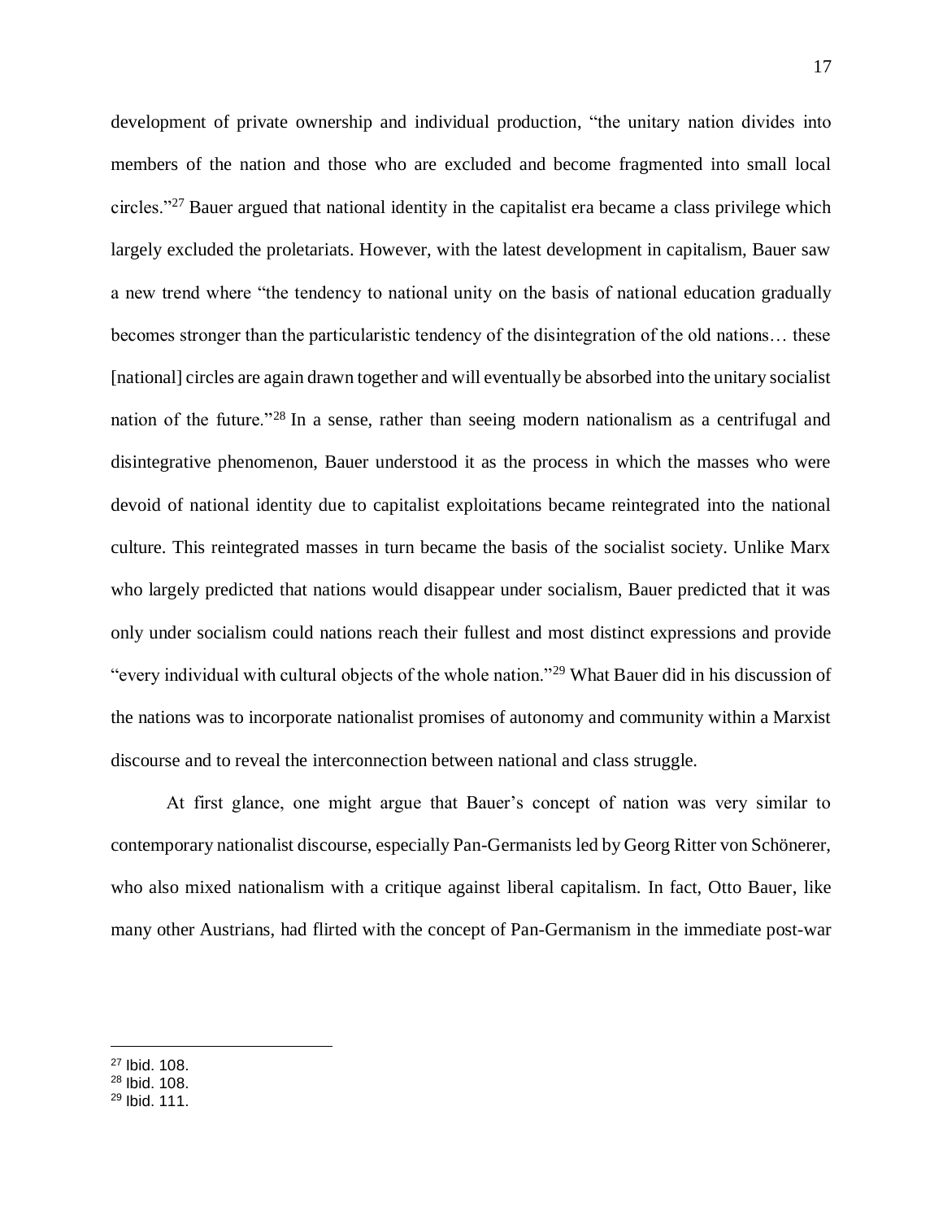development of private ownership and individual production, "the unitary nation divides into members of the nation and those who are excluded and become fragmented into small local circles."[27] Bauer argued that national identity in the capitalist era became a class privilege which largely excluded the proletariats. However, with the latest development in capitalism, Bauer saw a new trend where "the tendency to national unity on the basis of national education gradually becomes stronger than the particularistic tendency of the disintegration of the old nations… these [national] circles are again drawn together and will eventually be absorbed into the unitary socialist nation of the future."[28] In a sense, rather than seeing modern nationalism as a centrifugal and disintegrative phenomenon, Bauer understood it as the process in which the masses who were devoid of national identity due to capitalist exploitations became reintegrated into the national culture. This reintegrated masses in turn became the basis of the socialist society. Unlike Marx who largely predicted that nations would disappear under socialism, Bauer predicted that it was only under socialism could nations reach their fullest and most distinct expressions and provide "every individual with cultural objects of the whole nation."[29] What Bauer did in his discussion of the nations was to incorporate nationalist promises of autonomy and community within a Marxist discourse and to reveal the interconnection between national and class struggle.

At first glance, one might argue that Bauer's concept of nation was very similar to contemporary nationalist discourse, especially Pan-Germanists led by Georg Ritter von Schönerer, who also mixed nationalism with a critique against liberal capitalism. In fact, Otto Bauer, like many other Austrians, had flirted with the concept of Pan-Germanism in the immediate post-war

[27] Ibid. 108.
[28] Ibid. 108.
[29] Ibid. 111.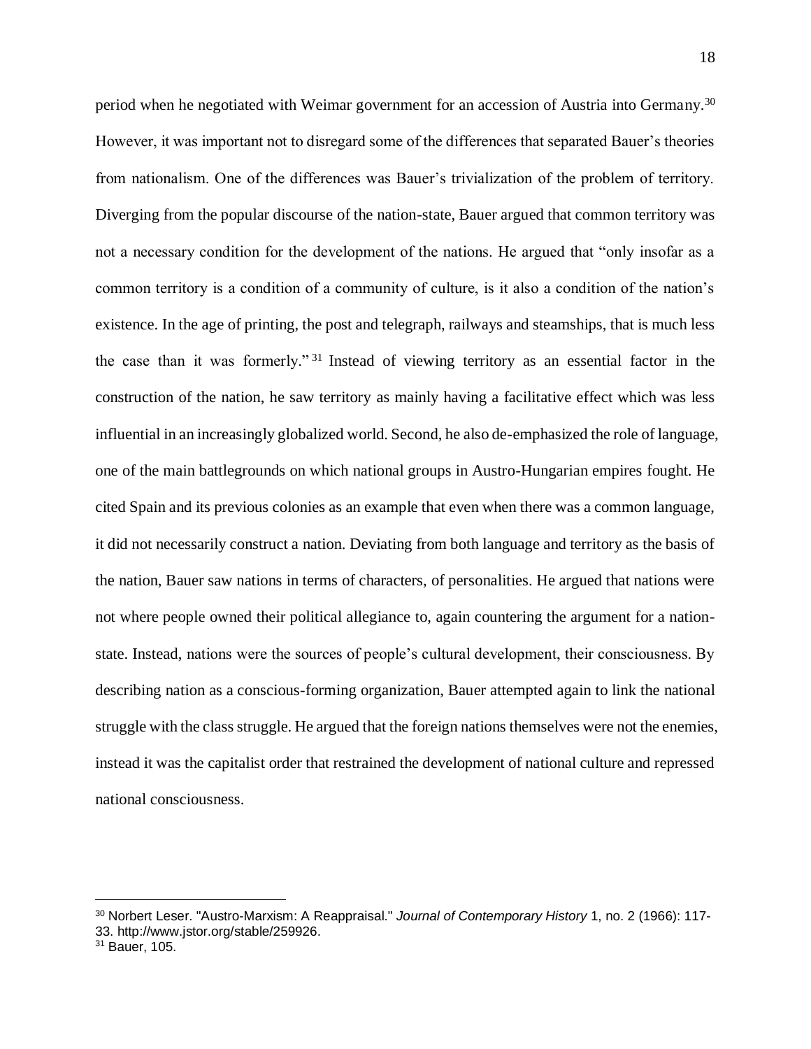period when he negotiated with Weimar government for an accession of Austria into Germany.[30] However, it was important not to disregard some of the differences that separated Bauer's theories from nationalism. One of the differences was Bauer's trivialization of the problem of territory. Diverging from the popular discourse of the nation-state, Bauer argued that common territory was not a necessary condition for the development of the nations. He argued that "only insofar as a common territory is a condition of a community of culture, is it also a condition of the nation's existence. In the age of printing, the post and telegraph, railways and steamships, that is much less the case than it was formerly."[31] Instead of viewing territory as an essential factor in the construction of the nation, he saw territory as mainly having a facilitative effect which was less influential in an increasingly globalized world. Second, he also de-emphasized the role of language, one of the main battlegrounds on which national groups in Austro-Hungarian empires fought. He cited Spain and its previous colonies as an example that even when there was a common language, it did not necessarily construct a nation. Deviating from both language and territory as the basis of the nation, Bauer saw nations in terms of characters, of personalities. He argued that nations were not where people owned their political allegiance to, again countering the argument for a nation-state. Instead, nations were the sources of people's cultural development, their consciousness. By describing nation as a conscious-forming organization, Bauer attempted again to link the national struggle with the class struggle. He argued that the foreign nations themselves were not the enemies, instead it was the capitalist order that restrained the development of national culture and repressed national consciousness.

---

[30] Norbert Leser. "Austro-Marxism: A Reappraisal." *Journal of Contemporary History* 1, no. 2 (1966): 117-33. http://www.jstor.org/stable/259926.

[31] Bauer, 105.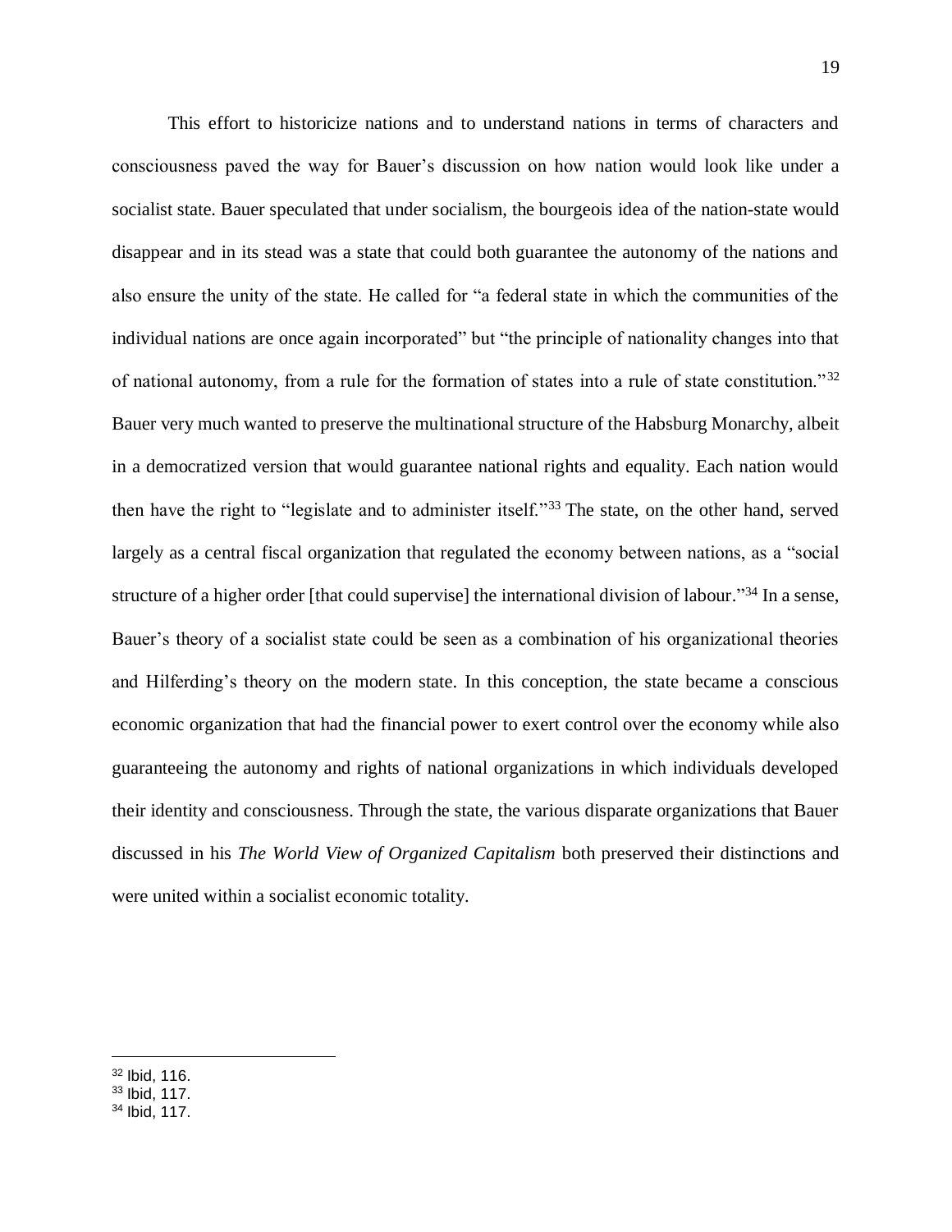This effort to historicize nations and to understand nations in terms of characters and consciousness paved the way for Bauer's discussion on how nation would look like under a socialist state. Bauer speculated that under socialism, the bourgeois idea of the nation-state would disappear and in its stead was a state that could both guarantee the autonomy of the nations and also ensure the unity of the state. He called for "a federal state in which the communities of the individual nations are once again incorporated" but "the principle of nationality changes into that of national autonomy, from a rule for the formation of states into a rule of state constitution."[32] Bauer very much wanted to preserve the multinational structure of the Habsburg Monarchy, albeit in a democratized version that would guarantee national rights and equality. Each nation would then have the right to "legislate and to administer itself."[33] The state, on the other hand, served largely as a central fiscal organization that regulated the economy between nations, as a "social structure of a higher order [that could supervise] the international division of labour."[34] In a sense, Bauer's theory of a socialist state could be seen as a combination of his organizational theories and Hilferding's theory on the modern state. In this conception, the state became a conscious economic organization that had the financial power to exert control over the economy while also guaranteeing the autonomy and rights of national organizations in which individuals developed their identity and consciousness. Through the state, the various disparate organizations that Bauer discussed in his *The World View of Organized Capitalism* both preserved their distinctions and were united within a socialist economic totality.

---

[32] Ibid, 116.
[33] Ibid, 117.
[34] Ibid, 117.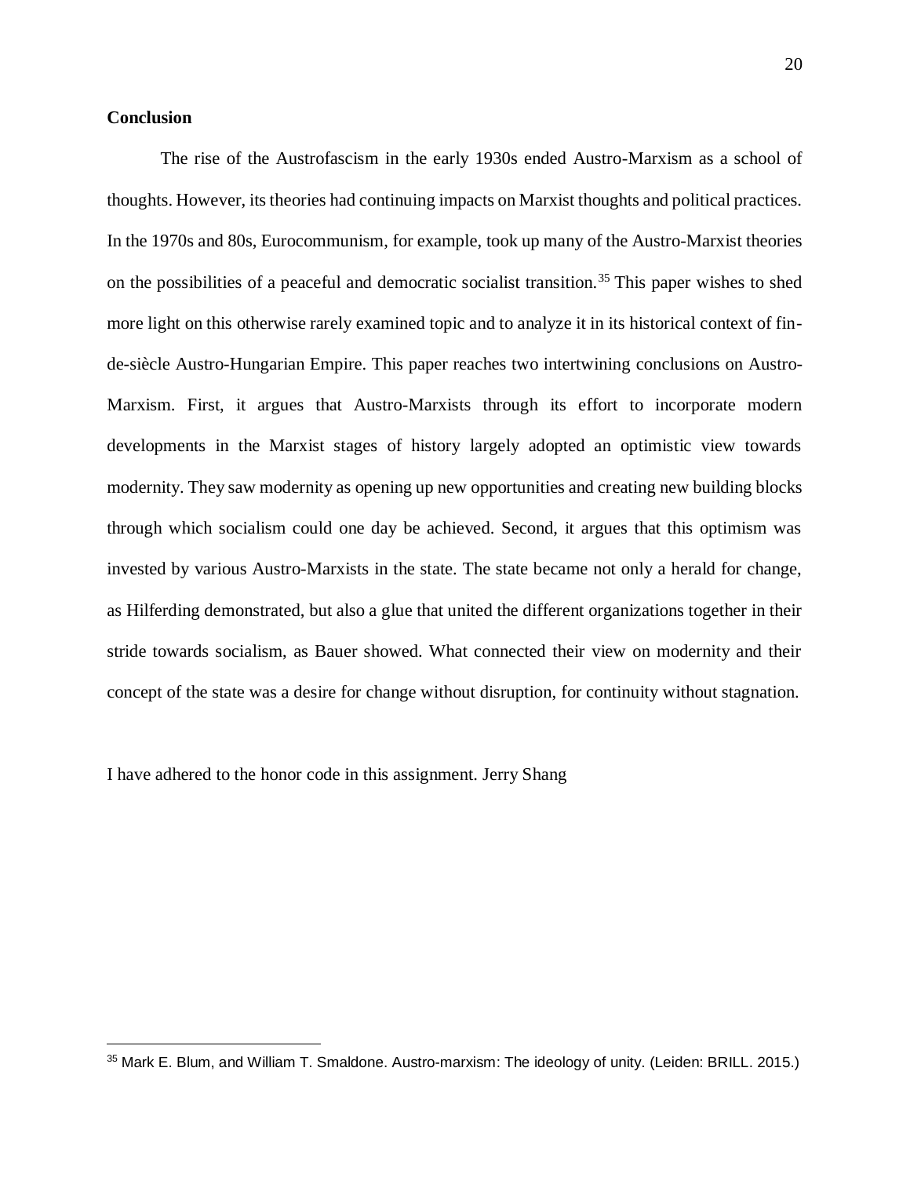## Conclusion

The rise of the Austrofascism in the early 1930s ended Austro-Marxism as a school of thoughts. However, its theories had continuing impacts on Marxist thoughts and political practices. In the 1970s and 80s, Eurocommunism, for example, took up many of the Austro-Marxist theories on the possibilities of a peaceful and democratic socialist transition.[35] This paper wishes to shed more light on this otherwise rarely examined topic and to analyze it in its historical context of fin-de-siècle Austro-Hungarian Empire. This paper reaches two intertwining conclusions on Austro-Marxism. First, it argues that Austro-Marxists through its effort to incorporate modern developments in the Marxist stages of history largely adopted an optimistic view towards modernity. They saw modernity as opening up new opportunities and creating new building blocks through which socialism could one day be achieved. Second, it argues that this optimism was invested by various Austro-Marxists in the state. The state became not only a herald for change, as Hilferding demonstrated, but also a glue that united the different organizations together in their stride towards socialism, as Bauer showed. What connected their view on modernity and their concept of the state was a desire for change without disruption, for continuity without stagnation.

I have adhered to the honor code in this assignment. Jerry Shang

---

[35] Mark E. Blum, and William T. Smaldone. Austro-marxism: The ideology of unity. (Leiden: BRILL. 2015.)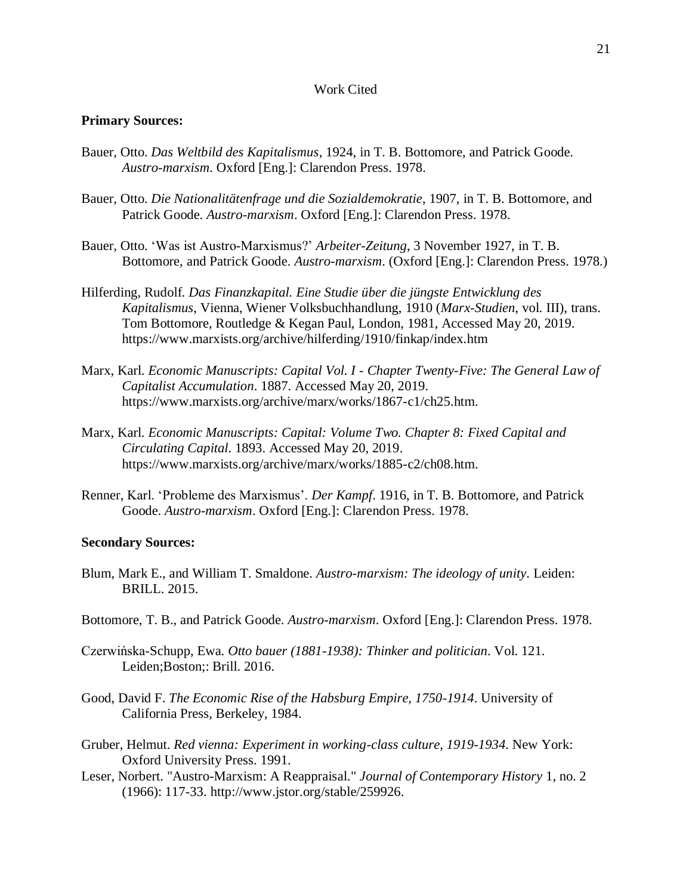Work Cited

**Primary Sources:**

Bauer, Otto. *Das Weltbild des Kapitalismus*, 1924, in T. B. Bottomore, and Patrick Goode. *Austro-marxism*. Oxford [Eng.]: Clarendon Press. 1978.

Bauer, Otto. *Die Nationalitätenfrage und die Sozialdemokratie*, 1907, in T. B. Bottomore, and Patrick Goode. *Austro-marxism*. Oxford [Eng.]: Clarendon Press. 1978.

Bauer, Otto. 'Was ist Austro-Marxismus?' *Arbeiter-Zeitung*, 3 November 1927, in T. B. Bottomore, and Patrick Goode. *Austro-marxism*. (Oxford [Eng.]: Clarendon Press. 1978.)

Hilferding, Rudolf. *Das Finanzkapital. Eine Studie über die jüngste Entwicklung des Kapitalismus*, Vienna, Wiener Volksbuchhandlung, 1910 (*Marx-Studien*, vol. III), trans. Tom Bottomore, Routledge & Kegan Paul, London, 1981, Accessed May 20, 2019. https://www.marxists.org/archive/hilferding/1910/finkap/index.htm

Marx, Karl. *Economic Manuscripts: Capital Vol. I - Chapter Twenty-Five: The General Law of Capitalist Accumulation*. 1887. Accessed May 20, 2019. https://www.marxists.org/archive/marx/works/1867-c1/ch25.htm.

Marx, Karl. *Economic Manuscripts: Capital: Volume Two. Chapter 8: Fixed Capital and Circulating Capital*. 1893. Accessed May 20, 2019. https://www.marxists.org/archive/marx/works/1885-c2/ch08.htm.

Renner, Karl. 'Probleme des Marxismus'. *Der Kampf*. 1916, in T. B. Bottomore, and Patrick Goode. *Austro-marxism*. Oxford [Eng.]: Clarendon Press. 1978.

**Secondary Sources:**

Blum, Mark E., and William T. Smaldone. *Austro-marxism: The ideology of unity*. Leiden: BRILL. 2015.

Bottomore, T. B., and Patrick Goode. *Austro-marxism*. Oxford [Eng.]: Clarendon Press. 1978.

Czerwińska-Schupp, Ewa. *Otto bauer (1881-1938): Thinker and politician*. Vol. 121. Leiden;Boston;: Brill. 2016.

Good, David F. *The Economic Rise of the Habsburg Empire, 1750-1914*. University of California Press, Berkeley, 1984.

Gruber, Helmut. *Red vienna: Experiment in working-class culture, 1919-1934*. New York: Oxford University Press. 1991.

Leser, Norbert. "Austro-Marxism: A Reappraisal." *Journal of Contemporary History* 1, no. 2 (1966): 117-33. http://www.jstor.org/stable/259926.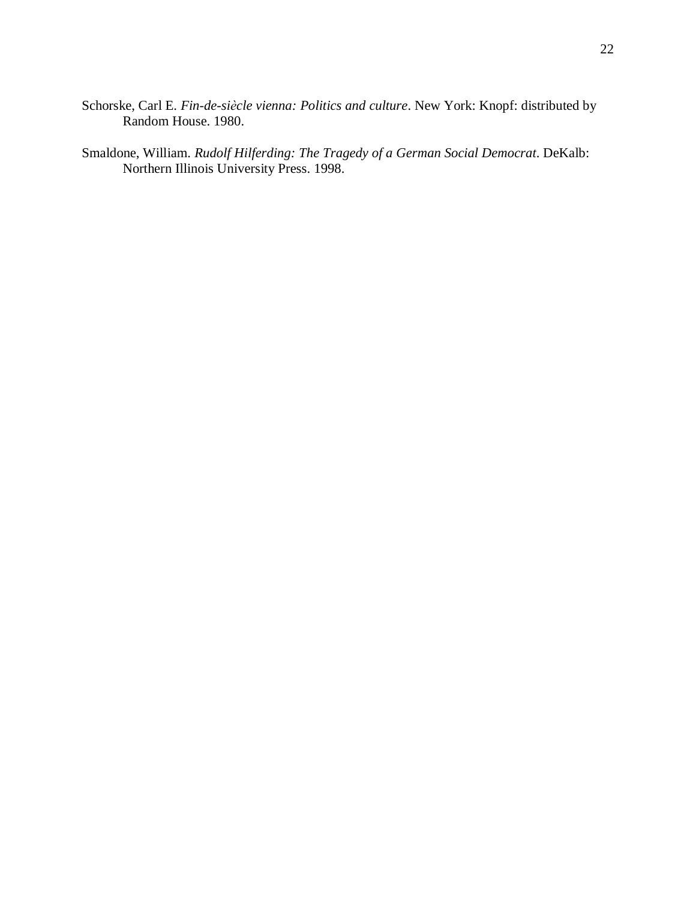Schorske, Carl E. *Fin-de-siècle vienna: Politics and culture*. New York: Knopf: distributed by Random House. 1980.

Smaldone, William. *Rudolf Hilferding: The Tragedy of a German Social Democrat*. DeKalb: Northern Illinois University Press. 1998.